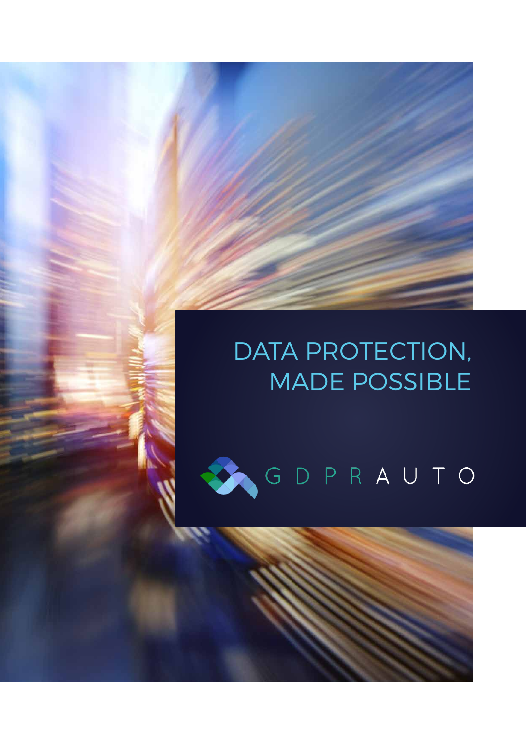# DATA PROTECTION, MADE POSSIBLE

GDPR AUTO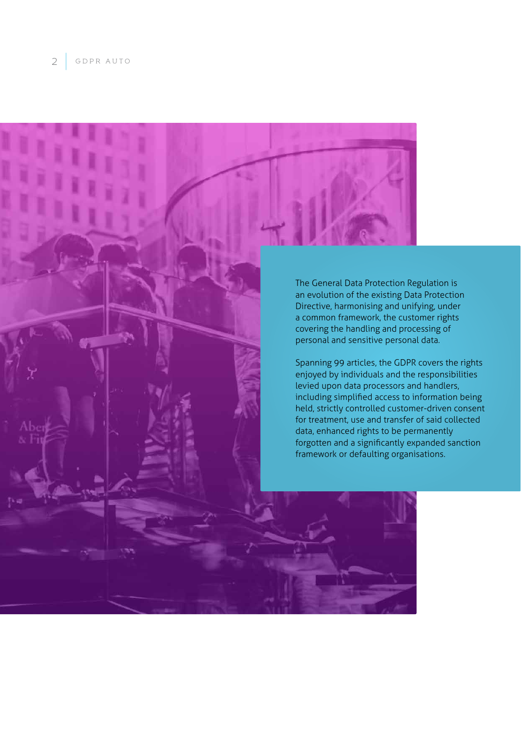The General Data Protection Regulation is an evolution of the existing Data Protection Directive, harmonising and unifying, under a common framework, the customer rights covering the handling and processing of personal and sensitive personal data.

Spanning 99 articles, the GDPR covers the rights enjoyed by individuals and the responsibilities levied upon data processors and handlers, including simplified access to information being held, strictly controlled customer-driven consent for treatment, use and transfer of said collected data, enhanced rights to be permanently forgotten and a significantly expanded sanction framework or defaulting organisations.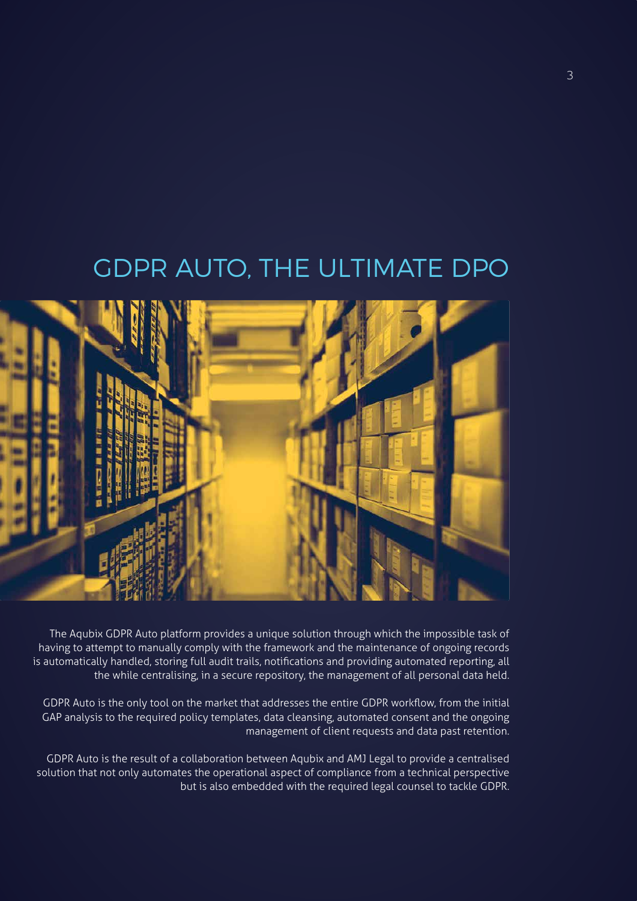# GDPR AUTO, THE ULTIMATE DPO

The Aqubix GDPR Auto platform provides a unique solution through which the impossible task of having to attempt to manually comply with the framework and the maintenance of ongoing records is automatically handled, storing full audit trails, notifications and providing automated reporting, all the while centralising, in a secure repository, the management of all personal data held.

GDPR Auto is the only tool on the market that addresses the entire GDPR workflow, from the initial GAP analysis to the required policy templates, data cleansing, automated consent and the ongoing management of client requests and data past retention.

GDPR Auto is the result of a collaboration between Aqubix and AMJ Legal to provide a centralised solution that not only automates the operational aspect of compliance from a technical perspective but is also embedded with the required legal counsel to tackle GDPR.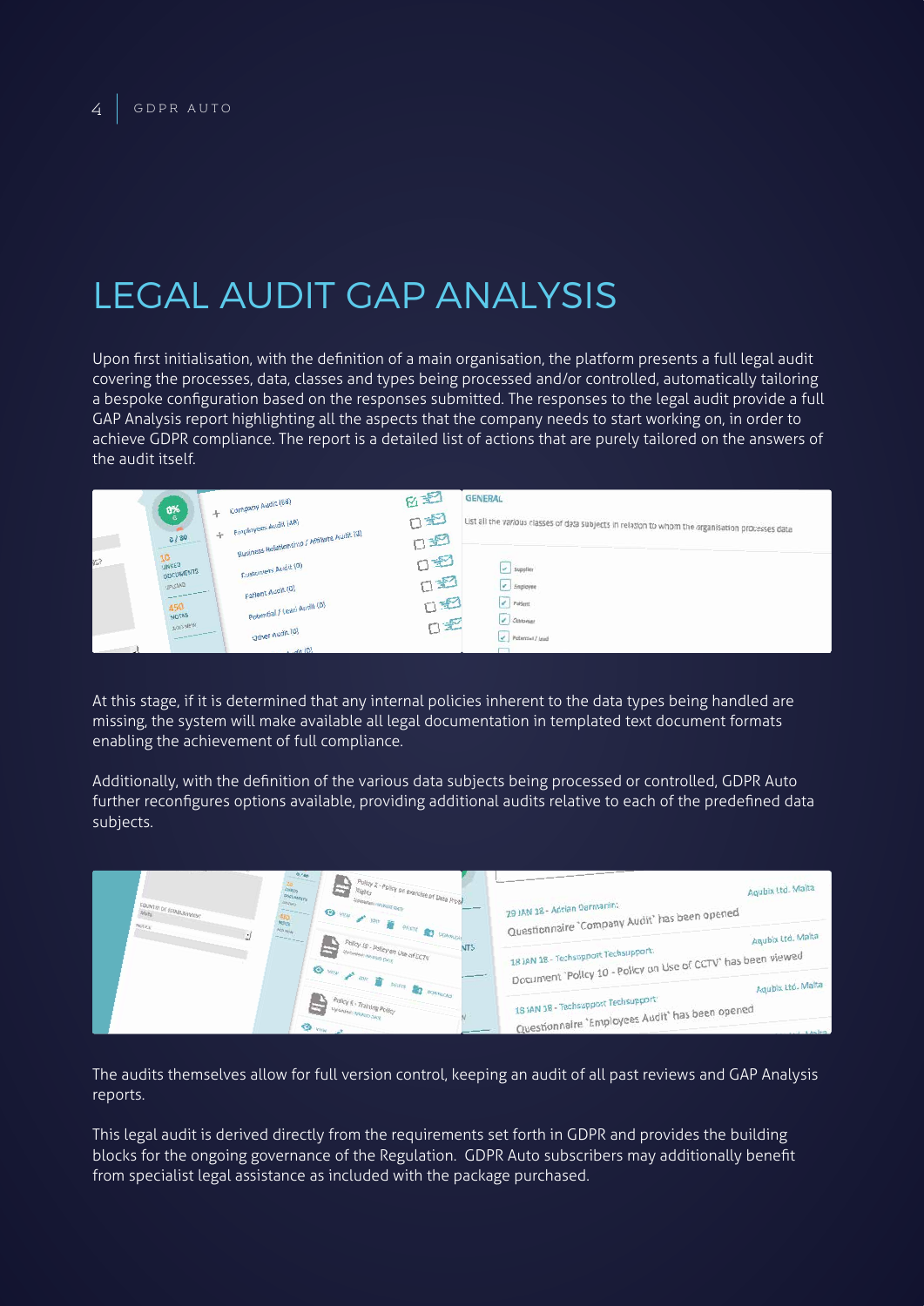# LEGAL AUDIT GAP ANALYSIS

Upon first initialisation, with the definition of a main organisation, the platform presents a full legal audit covering the processes, data, classes and types being processed and/or controlled, automatically tailoring a bespoke configuration based on the responses submitted. The responses to the legal audit provide a full GAP Analysis report highlighting all the aspects that the company needs to start working on, in order to achieve GDPR compliance. The report is a detailed list of actions that are purely tailored on the answers of the audit itself.

At this stage, if it is determined that any internal policies inherent to the data types being handled are missing, the system will make available all legal documentation in templated text document formats enabling the achievement of full compliance.

Additionally, with the definition of the various data subjects being processed or controlled, GDPR Auto further reconfigures options available, providing additional audits relative to each of the predefined data subjects.

The audits themselves allow for full version control, keeping an audit of all past reviews and GAP Analysis reports.

This legal audit is derived directly from the requirements set forth in GDPR and provides the building blocks for the ongoing governance of the Regulation. GDPR Auto subscribers may additionally benefit from specialist legal assistance as included with the package purchased.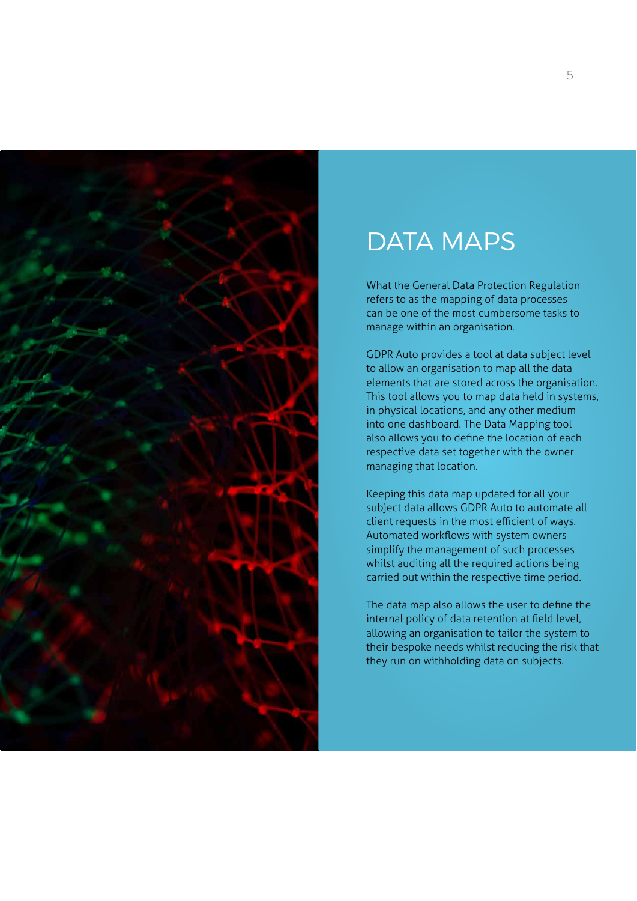# DATA MAPS

What the General Data Protection Regulation refers to as the mapping of data processes can be one of the most cumbersome tasks to manage within an organisation.

GDPR Auto provides a tool at data subject level to allow an organisation to map all the data elements that are stored across the organisation. This tool allows you to map data held in systems, in physical locations, and any other medium into one dashboard. The Data Mapping tool also allows you to define the location of each respective data set together with the owner managing that location.

Keeping this data map updated for all your subject data allows GDPR Auto to automate all client requests in the most efficient of ways. Automated workflows with system owners simplify the management of such processes whilst auditing all the required actions being carried out within the respective time period.

The data map also allows the user to define the internal policy of data retention at field level, allowing an organisation to tailor the system to their bespoke needs whilst reducing the risk that they run on withholding data on subjects.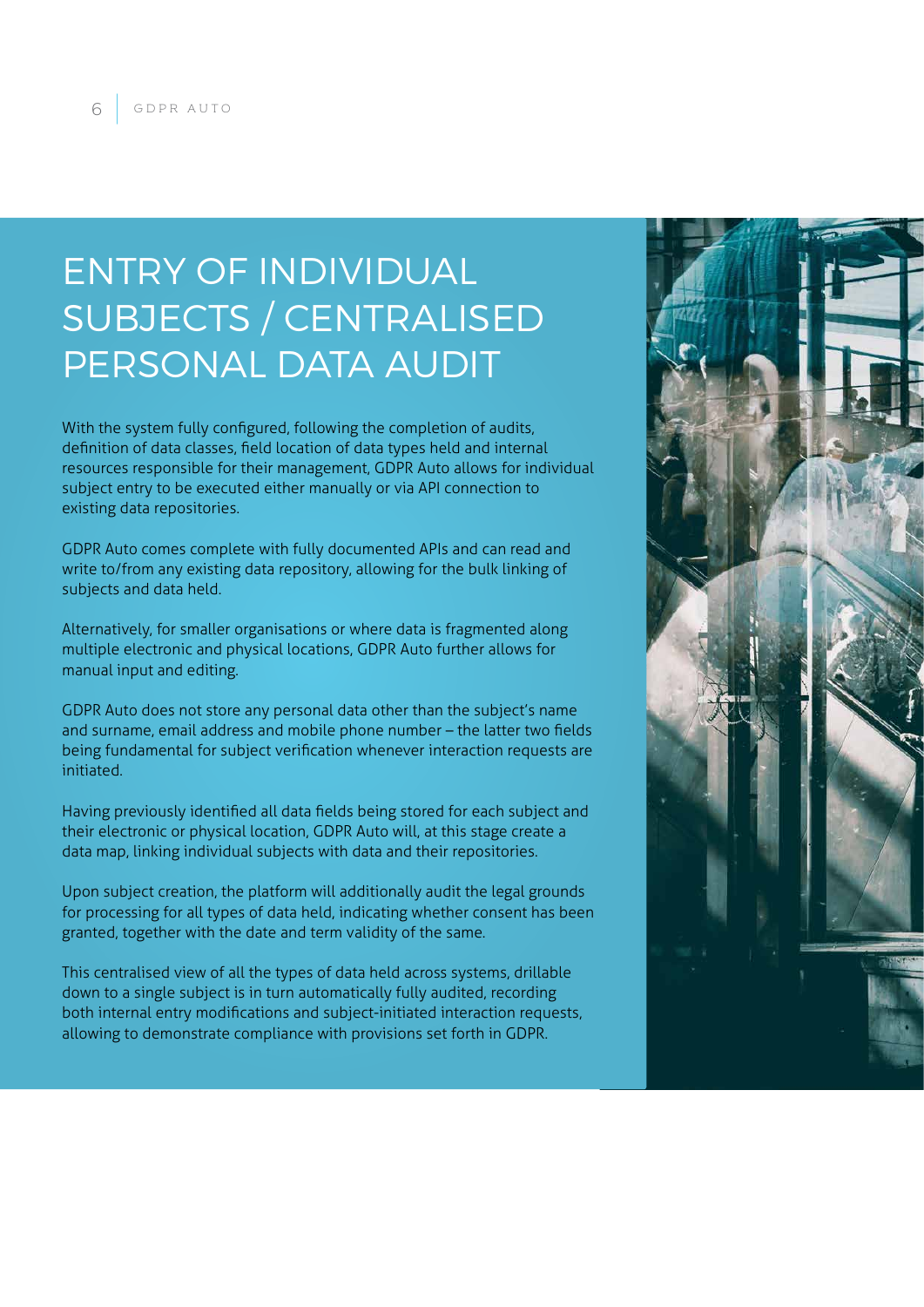# ENTRY OF INDIVIDUAL SUBJECTS / CENTRALISED PERSONAL DATA AUDIT

With the system fully configured, following the completion of audits, definition of data classes, field location of data types held and internal resources responsible for their management, GDPR Auto allows for individual subject entry to be executed either manually or via API connection to existing data repositories.

GDPR Auto comes complete with fully documented APIs and can read and write to/from any existing data repository, allowing for the bulk linking of subjects and data held.

Alternatively, for smaller organisations or where data is fragmented along multiple electronic and physical locations, GDPR Auto further allows for manual input and editing.

GDPR Auto does not store any personal data other than the subject's name and surname, email address and mobile phone number – the latter two fields being fundamental for subject verification whenever interaction requests are initiated.

Having previously identified all data fields being stored for each subject and their electronic or physical location, GDPR Auto will, at this stage create a data map, linking individual subjects with data and their repositories.

Upon subject creation, the platform will additionally audit the legal grounds for processing for all types of data held, indicating whether consent has been granted, together with the date and term validity of the same.

This centralised view of all the types of data held across systems, drillable down to a single subject is in turn automatically fully audited, recording both internal entry modifications and subject-initiated interaction requests, allowing to demonstrate compliance with provisions set forth in GDPR.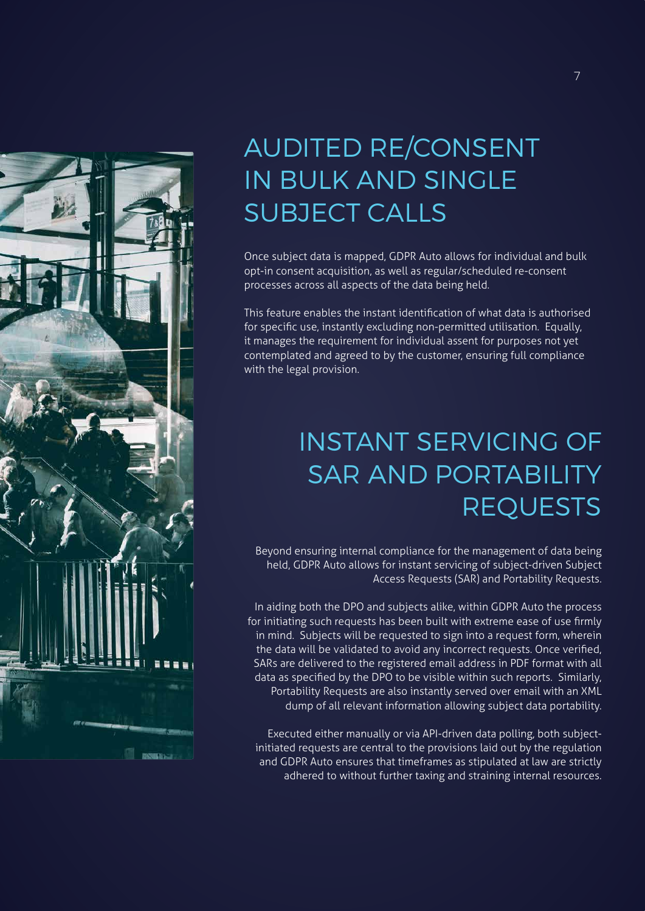# AUDITED RE/CONSENT IN BULK AND SINGLE SUBJECT CALLS

Once subject data is mapped, GDPR Auto allows for individual and bulk opt-in consent acquisition, as well as regular/scheduled re-consent processes across all aspects of the data being held.

This feature enables the instant identification of what data is authorised for specific use, instantly excluding non-permitted utilisation. Equally, it manages the requirement for individual assent for purposes not yet contemplated and agreed to by the customer, ensuring full compliance with the legal provision.

# INSTANT SERVICING OF SAR AND PORTABILITY REQUESTS

Beyond ensuring internal compliance for the management of data being held, GDPR Auto allows for instant servicing of subject-driven Subject Access Requests (SAR) and Portability Requests.

In aiding both the DPO and subjects alike, within GDPR Auto the process for initiating such requests has been built with extreme ease of use firmly in mind. Subjects will be requested to sign into a request form, wherein the data will be validated to avoid any incorrect requests. Once verified, SARs are delivered to the registered email address in PDF format with all data as specified by the DPO to be visible within such reports. Similarly, Portability Requests are also instantly served over email with an XML dump of all relevant information allowing subject data portability.

Executed either manually or via API-driven data polling, both subject-initiated requests are central to the provisions laid out by the regulation and GDPR Auto ensures that timeframes as stipulated at law are strictly adhered to without further taxing and straining internal resources.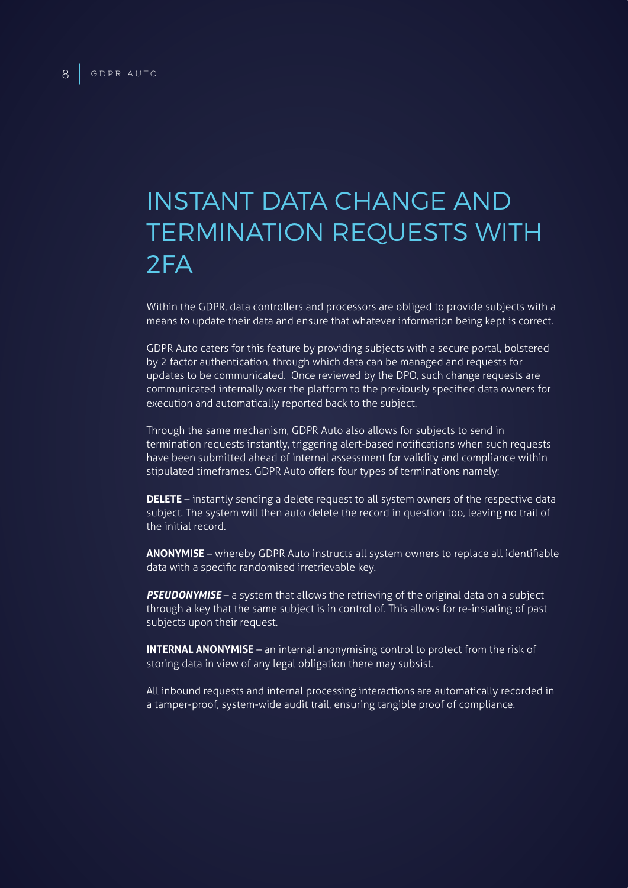# INSTANT DATA CHANGE AND TERMINATION REQUESTS WITH 2FA

Within the GDPR, data controllers and processors are obliged to provide subjects with a means to update their data and ensure that whatever information being kept is correct.

GDPR Auto caters for this feature by providing subjects with a secure portal, bolstered by 2 factor authentication, through which data can be managed and requests for updates to be communicated. Once reviewed by the DPO, such change requests are communicated internally over the platform to the previously specified data owners for execution and automatically reported back to the subject.

Through the same mechanism, GDPR Auto also allows for subjects to send in termination requests instantly, triggering alert-based notifications when such requests have been submitted ahead of internal assessment for validity and compliance within stipulated timeframes. GDPR Auto offers four types of terminations namely:

**DELETE** – instantly sending a delete request to all system owners of the respective data subject. The system will then auto delete the record in question too, leaving no trail of the initial record.

**ANONYMISE** – whereby GDPR Auto instructs all system owners to replace all identifiable data with a specific randomised irretrievable key.

***PSEUDONYMISE*** – a system that allows the retrieving of the original data on a subject through a key that the same subject is in control of. This allows for re-instating of past subjects upon their request.

**INTERNAL ANONYMISE** – an internal anonymising control to protect from the risk of storing data in view of any legal obligation there may subsist.

All inbound requests and internal processing interactions are automatically recorded in a tamper-proof, system-wide audit trail, ensuring tangible proof of compliance.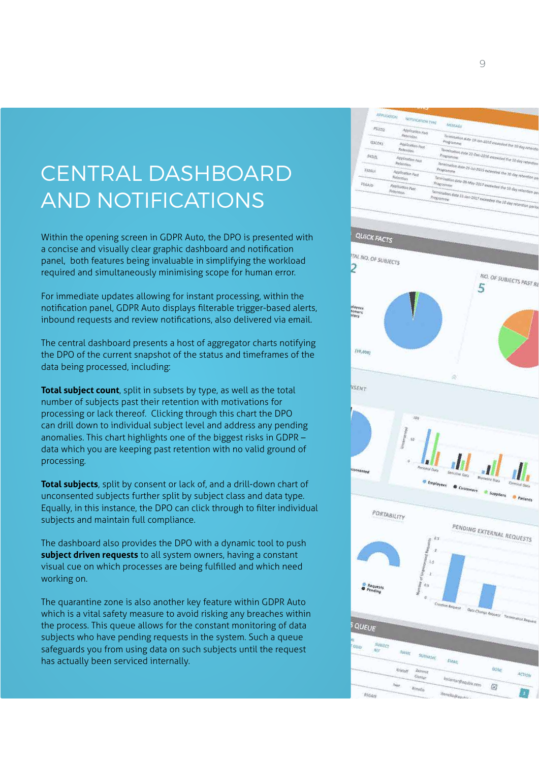# CENTRAL DASHBOARD AND NOTIFICATIONS

Within the opening screen in GDPR Auto, the DPO is presented with a concise and visually clear graphic dashboard and notification panel, both features being invaluable in simplifying the workload required and simultaneously minimising scope for human error.

For immediate updates allowing for instant processing, within the notification panel, GDPR Auto displays filterable trigger-based alerts, inbound requests and review notifications, also delivered via email.

The central dashboard presents a host of aggregator charts notifying the DPO of the current snapshot of the status and timeframes of the data being processed, including:

**Total subject count**, split in subsets by type, as well as the total number of subjects past their retention with motivations for processing or lack thereof. Clicking through this chart the DPO can drill down to individual subject level and address any pending anomalies. This chart highlights one of the biggest risks in GDPR – data which you are keeping past retention with no valid ground of processing.

**Total subjects**, split by consent or lack of, and a drill-down chart of unconsented subjects further split by subject class and data type. Equally, in this instance, the DPO can click through to filter individual subjects and maintain full compliance.

The dashboard also provides the DPO with a dynamic tool to push **subject driven requests** to all system owners, having a constant visual cue on which processes are being fulfilled and which need working on.

The quarantine zone is also another key feature within GDPR Auto which is a vital safety measure to avoid risking any breaches within the process. This queue allows for the constant monitoring of data subjects who have pending requests in the system. Such a queue safeguards you from using data on such subjects until the request has actually been serviced internally.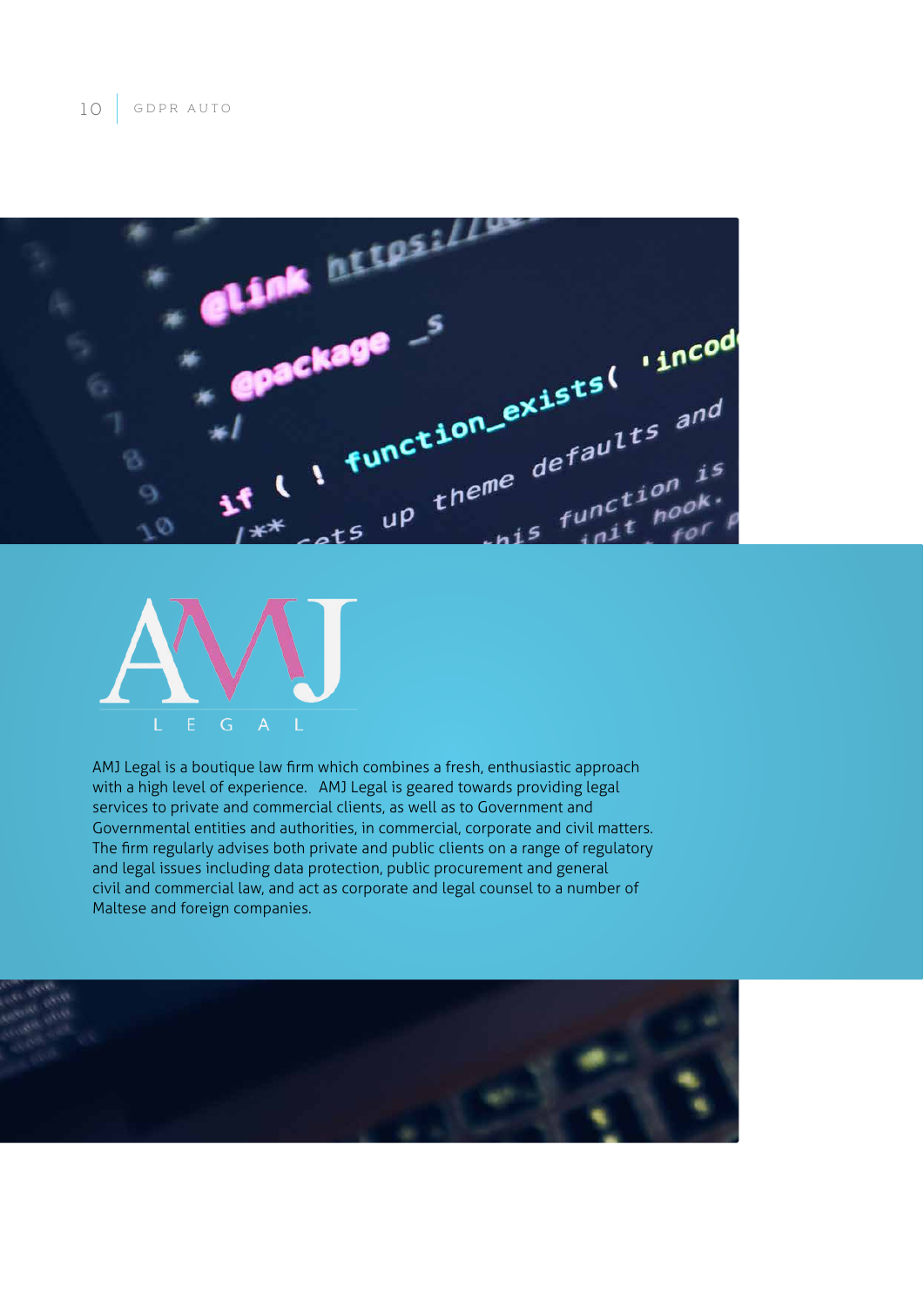AMJ LEGAL

AMJ Legal is a boutique law firm which combines a fresh, enthusiastic approach with a high level of experience. AMJ Legal is geared towards providing legal services to private and commercial clients, as well as to Government and Governmental entities and authorities, in commercial, corporate and civil matters. The firm regularly advises both private and public clients on a range of regulatory and legal issues including data protection, public procurement and general civil and commercial law, and act as corporate and legal counsel to a number of Maltese and foreign companies.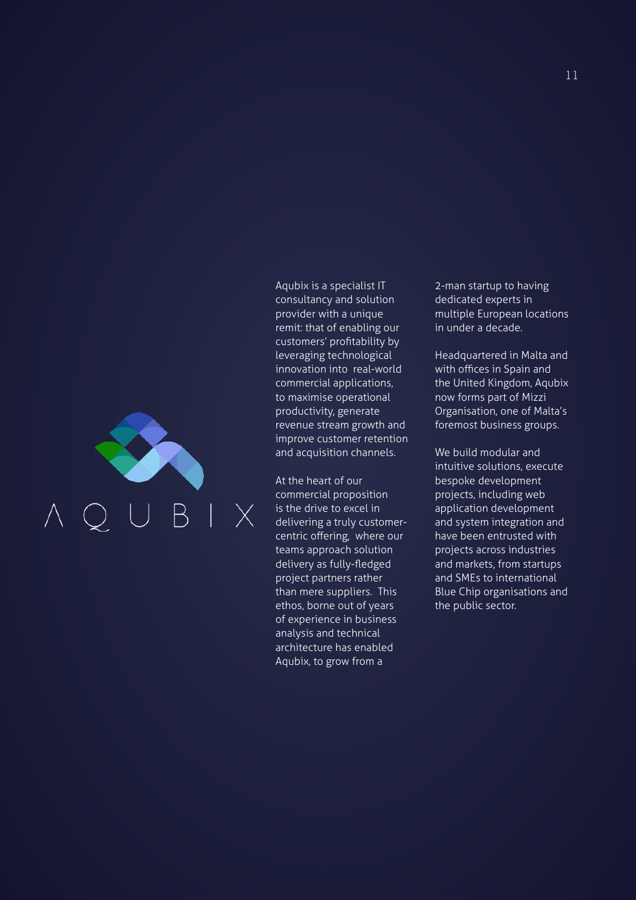AQUBIX

Aqubix is a specialist IT consultancy and solution provider with a unique remit: that of enabling our customers' profitability by leveraging technological innovation into real-world commercial applications, to maximise operational productivity, generate revenue stream growth and improve customer retention and acquisition channels.

At the heart of our commercial proposition is the drive to excel in delivering a truly customer-centric offering, where our teams approach solution delivery as fully-fledged project partners rather than mere suppliers. This ethos, borne out of years of experience in business analysis and technical architecture has enabled Aqubix, to grow from a 2-man startup to having dedicated experts in multiple European locations in under a decade.

Headquartered in Malta and with offices in Spain and the United Kingdom, Aqubix now forms part of Mizzi Organisation, one of Malta's foremost business groups.

We build modular and intuitive solutions, execute bespoke development projects, including web application development and system integration and have been entrusted with projects across industries and markets, from startups and SMEs to international Blue Chip organisations and the public sector.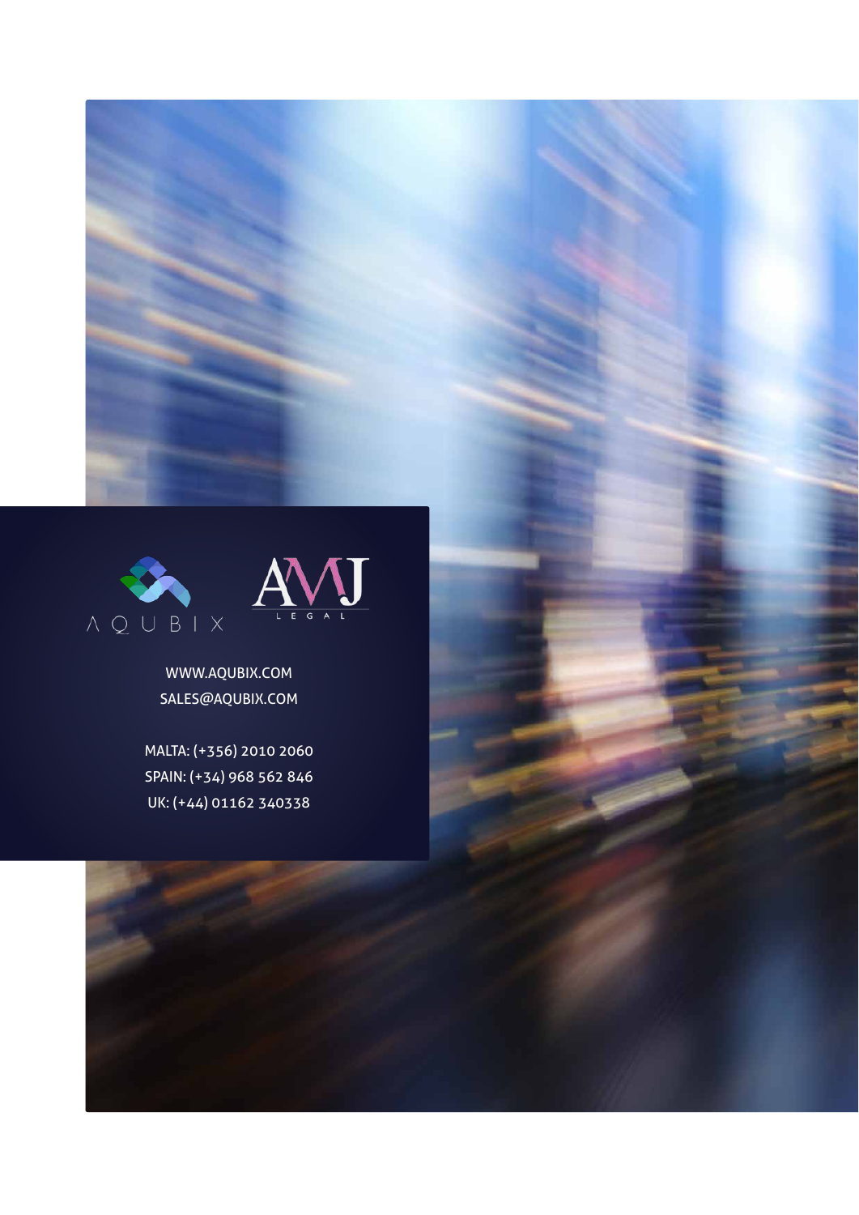AQUBIX

AMJ LEGAL

WWW.AQUBIX.COM
SALES@AQUBIX.COM

MALTA: (+356) 2010 2060
SPAIN: (+34) 968 562 846
UK: (+44) 01162 340338